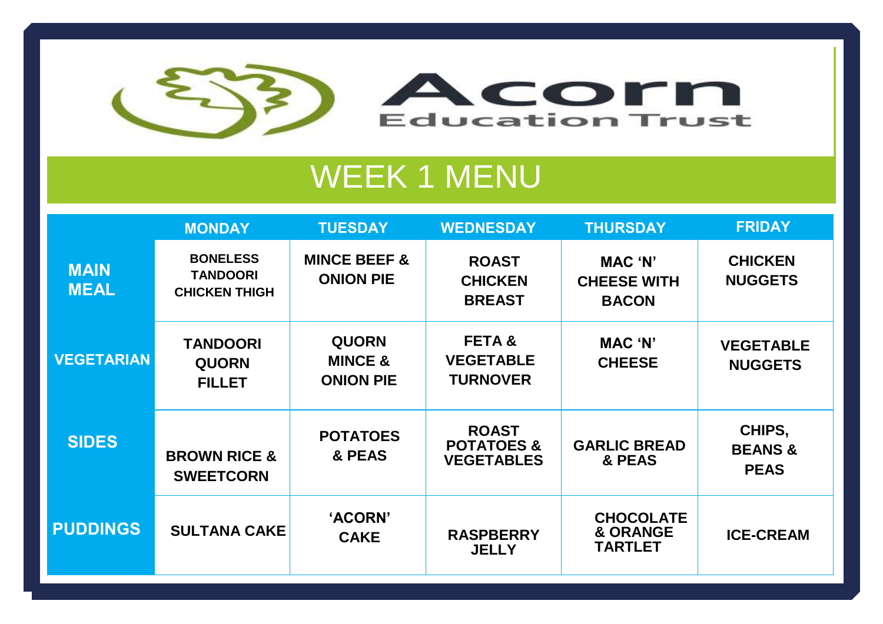# Acorn Education Trust

## WEEK 1 MENU

| | MONDAY | TUESDAY | WEDNESDAY | THURSDAY | FRIDAY |
|---|---|---|---|---|---|
| **MAIN MEAL** | BONELESS TANDOORI CHICKEN THIGH | MINCE BEEF & ONION PIE | ROAST CHICKEN BREAST | MAC 'N' CHEESE WITH BACON | CHICKEN NUGGETS |
| **VEGETARIAN** | TANDOORI QUORN FILLET | QUORN MINCE & ONION PIE | FETA & VEGETABLE TURNOVER | MAC 'N' CHEESE | VEGETABLE NUGGETS |
| **SIDES** | BROWN RICE & SWEETCORN | POTATOES & PEAS | ROAST POTATOES & VEGETABLES | GARLIC BREAD & PEAS | CHIPS, BEANS & PEAS |
| **PUDDINGS** | SULTANA CAKE | 'ACORN' CAKE | RASPBERRY JELLY | CHOCOLATE & ORANGE TARTLET | ICE-CREAM |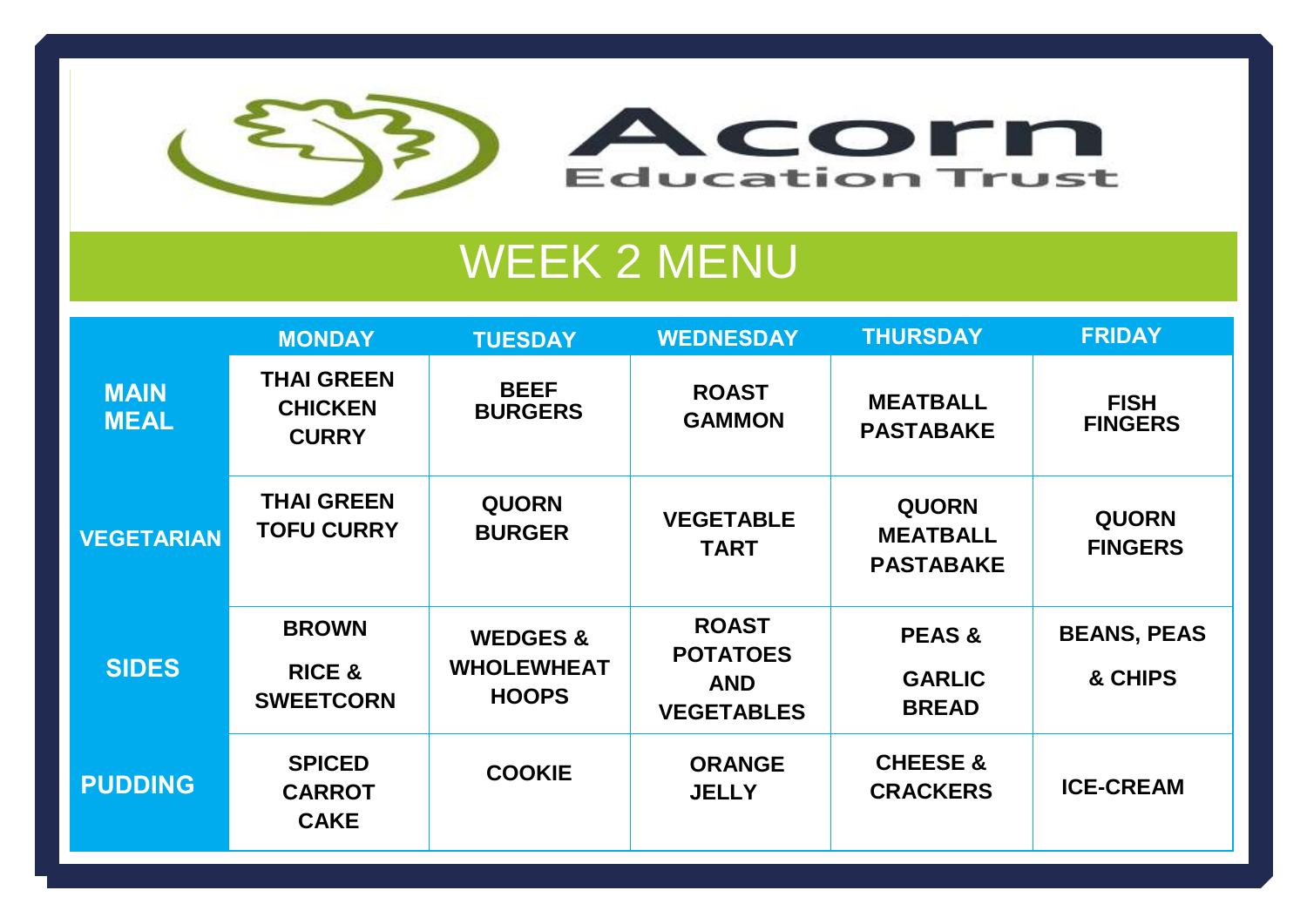Acorn Education Trust

# WEEK 2 MENU

| | MONDAY | TUESDAY | WEDNESDAY | THURSDAY | FRIDAY |
|---|---|---|---|---|---|
| **MAIN MEAL** | THAI GREEN CHICKEN CURRY | BEEF BURGERS | ROAST GAMMON | MEATBALL PASTABAKE | FISH FINGERS |
| **VEGETARIAN** | THAI GREEN TOFU CURRY | QUORN BURGER | VEGETABLE TART | QUORN MEATBALL PASTABAKE | QUORN FINGERS |
| **SIDES** | BROWN RICE & SWEETCORN | WEDGES & WHOLEWHEAT HOOPS | ROAST POTATOES AND VEGETABLES | PEAS & GARLIC BREAD | BEANS, PEAS & CHIPS |
| **PUDDING** | SPICED CARROT CAKE | COOKIE | ORANGE JELLY | CHEESE & CRACKERS | ICE-CREAM |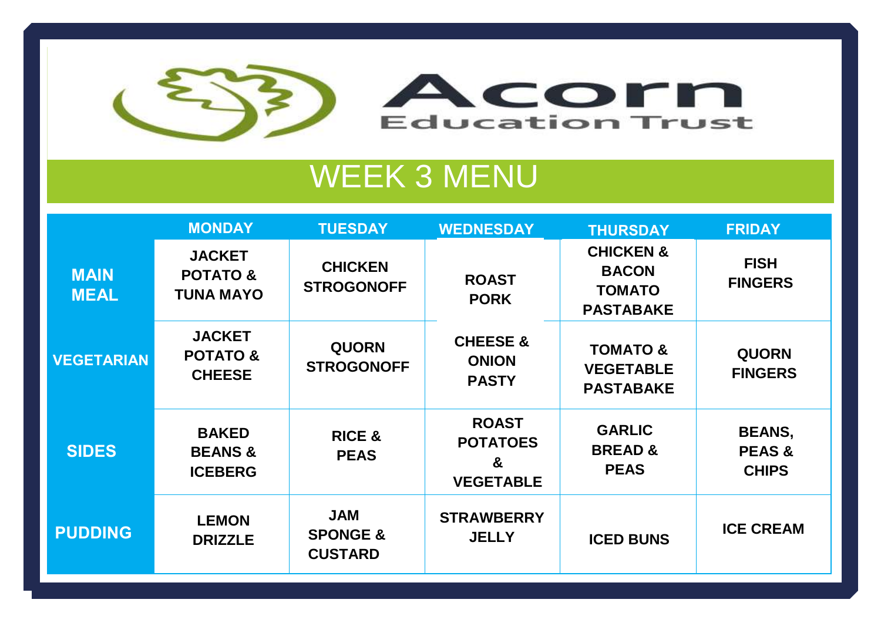Acorn Education Trust

# WEEK 3 MENU

| | MONDAY | TUESDAY | WEDNESDAY | THURSDAY | FRIDAY |
|---|---|---|---|---|---|
| MAIN MEAL | JACKET POTATO & TUNA MAYO | CHICKEN STROGONOFF | ROAST PORK | CHICKEN & BACON TOMATO PASTABAKE | FISH FINGERS |
| VEGETARIAN | JACKET POTATO & CHEESE | QUORN STROGONOFF | CHEESE & ONION PASTY | TOMATO & VEGETABLE PASTABAKE | QUORN FINGERS |
| SIDES | BAKED BEANS & ICEBERG | RICE & PEAS | ROAST POTATOES & VEGETABLE | GARLIC BREAD & PEAS | BEANS, PEAS & CHIPS |
| PUDDING | LEMON DRIZZLE | JAM SPONGE & CUSTARD | STRAWBERRY JELLY | ICED BUNS | ICE CREAM |